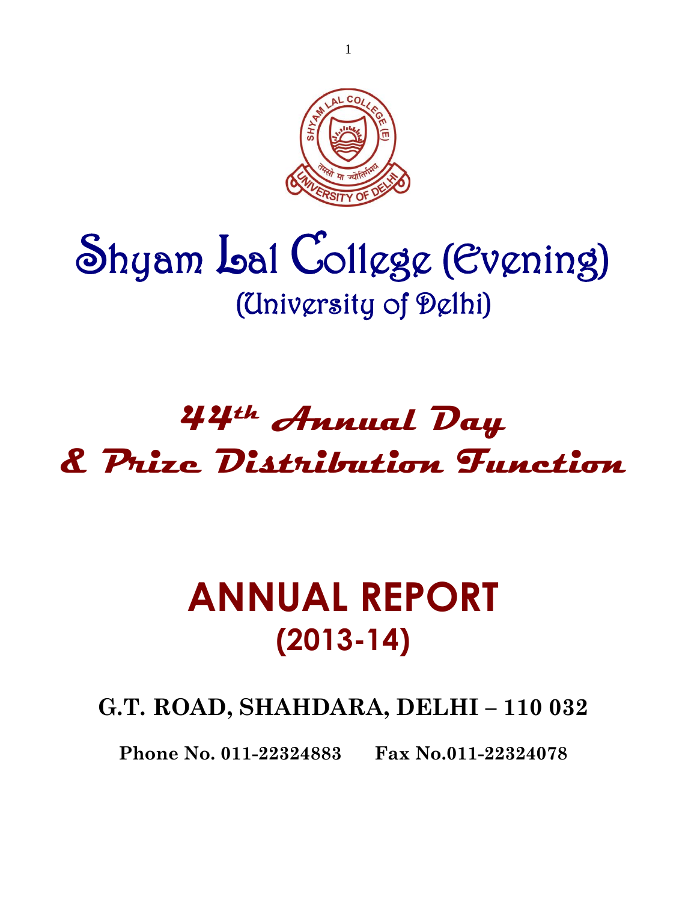# Shyam Lal College (Evening)

## (University of Delhi)

## 44th Annual Day & Prize Distribution Function

# ANNUAL REPORT

## (2013-14)

**G.T. ROAD, SHAHDARA, DELHI – 110 032**

**Phone No. 011-22324883 Fax No.011-22324078**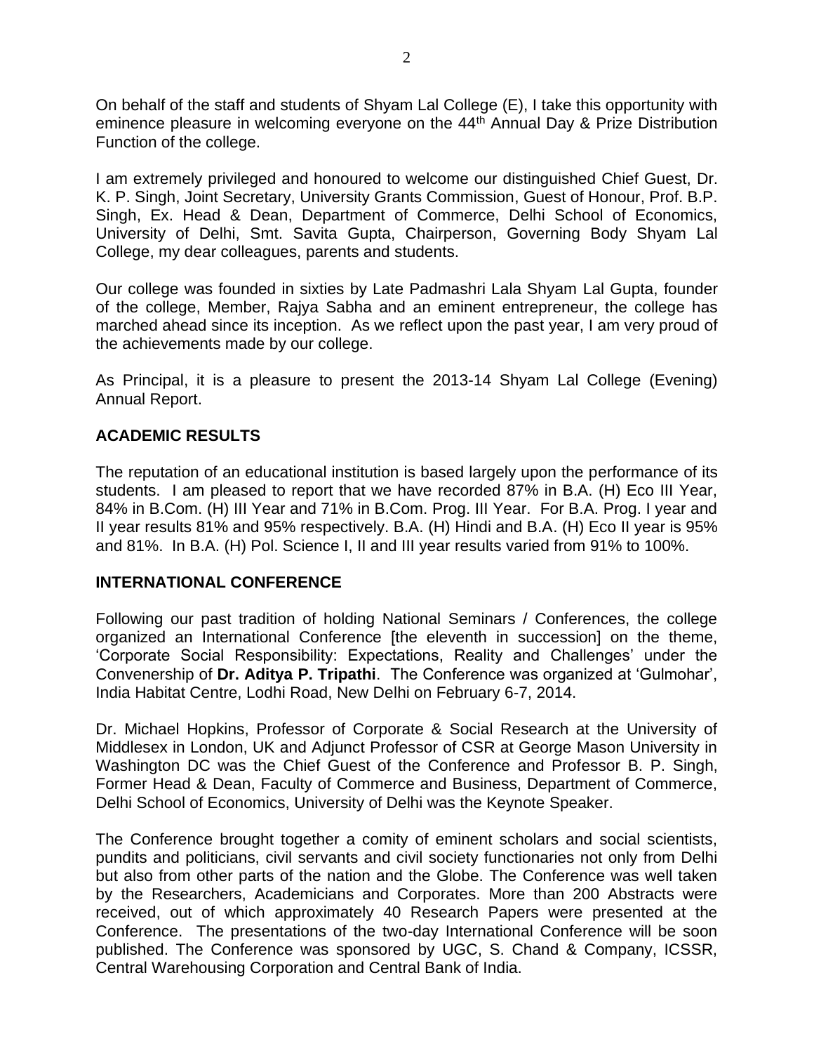On behalf of the staff and students of Shyam Lal College (E), I take this opportunity with eminence pleasure in welcoming everyone on the 44th Annual Day & Prize Distribution Function of the college.

I am extremely privileged and honoured to welcome our distinguished Chief Guest, Dr. K. P. Singh, Joint Secretary, University Grants Commission, Guest of Honour, Prof. B.P. Singh, Ex. Head & Dean, Department of Commerce, Delhi School of Economics, University of Delhi, Smt. Savita Gupta, Chairperson, Governing Body Shyam Lal College, my dear colleagues, parents and students.

Our college was founded in sixties by Late Padmashri Lala Shyam Lal Gupta, founder of the college, Member, Rajya Sabha and an eminent entrepreneur, the college has marched ahead since its inception. As we reflect upon the past year, I am very proud of the achievements made by our college.

As Principal, it is a pleasure to present the 2013-14 Shyam Lal College (Evening) Annual Report.

## ACADEMIC RESULTS

The reputation of an educational institution is based largely upon the performance of its students. I am pleased to report that we have recorded 87% in B.A. (H) Eco III Year, 84% in B.Com. (H) III Year and 71% in B.Com. Prog. III Year. For B.A. Prog. I year and II year results 81% and 95% respectively. B.A. (H) Hindi and B.A. (H) Eco II year is 95% and 81%. In B.A. (H) Pol. Science I, II and III year results varied from 91% to 100%.

## INTERNATIONAL CONFERENCE

Following our past tradition of holding National Seminars / Conferences, the college organized an International Conference [the eleventh in succession] on the theme, 'Corporate Social Responsibility: Expectations, Reality and Challenges' under the Convenership of **Dr. Aditya P. Tripathi**. The Conference was organized at 'Gulmohar', India Habitat Centre, Lodhi Road, New Delhi on February 6-7, 2014.

Dr. Michael Hopkins, Professor of Corporate & Social Research at the University of Middlesex in London, UK and Adjunct Professor of CSR at George Mason University in Washington DC was the Chief Guest of the Conference and Professor B. P. Singh, Former Head & Dean, Faculty of Commerce and Business, Department of Commerce, Delhi School of Economics, University of Delhi was the Keynote Speaker.

The Conference brought together a comity of eminent scholars and social scientists, pundits and politicians, civil servants and civil society functionaries not only from Delhi but also from other parts of the nation and the Globe. The Conference was well taken by the Researchers, Academicians and Corporates. More than 200 Abstracts were received, out of which approximately 40 Research Papers were presented at the Conference. The presentations of the two-day International Conference will be soon published. The Conference was sponsored by UGC, S. Chand & Company, ICSSR, Central Warehousing Corporation and Central Bank of India.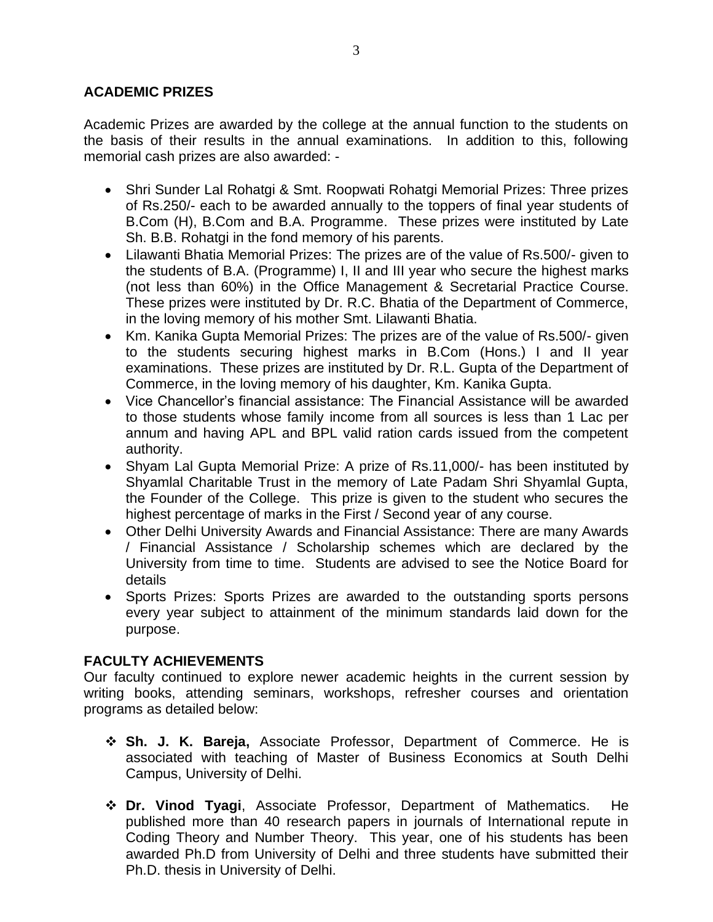## ACADEMIC PRIZES

Academic Prizes are awarded by the college at the annual function to the students on the basis of their results in the annual examinations. In addition to this, following memorial cash prizes are also awarded: -

- Shri Sunder Lal Rohatgi & Smt. Roopwati Rohatgi Memorial Prizes: Three prizes of Rs.250/- each to be awarded annually to the toppers of final year students of B.Com (H), B.Com and B.A. Programme. These prizes were instituted by Late Sh. B.B. Rohatgi in the fond memory of his parents.
- Lilawanti Bhatia Memorial Prizes: The prizes are of the value of Rs.500/- given to the students of B.A. (Programme) I, II and III year who secure the highest marks (not less than 60%) in the Office Management & Secretarial Practice Course. These prizes were instituted by Dr. R.C. Bhatia of the Department of Commerce, in the loving memory of his mother Smt. Lilawanti Bhatia.
- Km. Kanika Gupta Memorial Prizes: The prizes are of the value of Rs.500/- given to the students securing highest marks in B.Com (Hons.) I and II year examinations. These prizes are instituted by Dr. R.L. Gupta of the Department of Commerce, in the loving memory of his daughter, Km. Kanika Gupta.
- Vice Chancellor's financial assistance: The Financial Assistance will be awarded to those students whose family income from all sources is less than 1 Lac per annum and having APL and BPL valid ration cards issued from the competent authority.
- Shyam Lal Gupta Memorial Prize: A prize of Rs.11,000/- has been instituted by Shyamlal Charitable Trust in the memory of Late Padam Shri Shyamlal Gupta, the Founder of the College. This prize is given to the student who secures the highest percentage of marks in the First / Second year of any course.
- Other Delhi University Awards and Financial Assistance: There are many Awards / Financial Assistance / Scholarship schemes which are declared by the University from time to time. Students are advised to see the Notice Board for details
- Sports Prizes: Sports Prizes are awarded to the outstanding sports persons every year subject to attainment of the minimum standards laid down for the purpose.

## FACULTY ACHIEVEMENTS

Our faculty continued to explore newer academic heights in the current session by writing books, attending seminars, workshops, refresher courses and orientation programs as detailed below:

- **Sh. J. K. Bareja,** Associate Professor, Department of Commerce. He is associated with teaching of Master of Business Economics at South Delhi Campus, University of Delhi.

- **Dr. Vinod Tyagi**, Associate Professor, Department of Mathematics. He published more than 40 research papers in journals of International repute in Coding Theory and Number Theory. This year, one of his students has been awarded Ph.D from University of Delhi and three students have submitted their Ph.D. thesis in University of Delhi.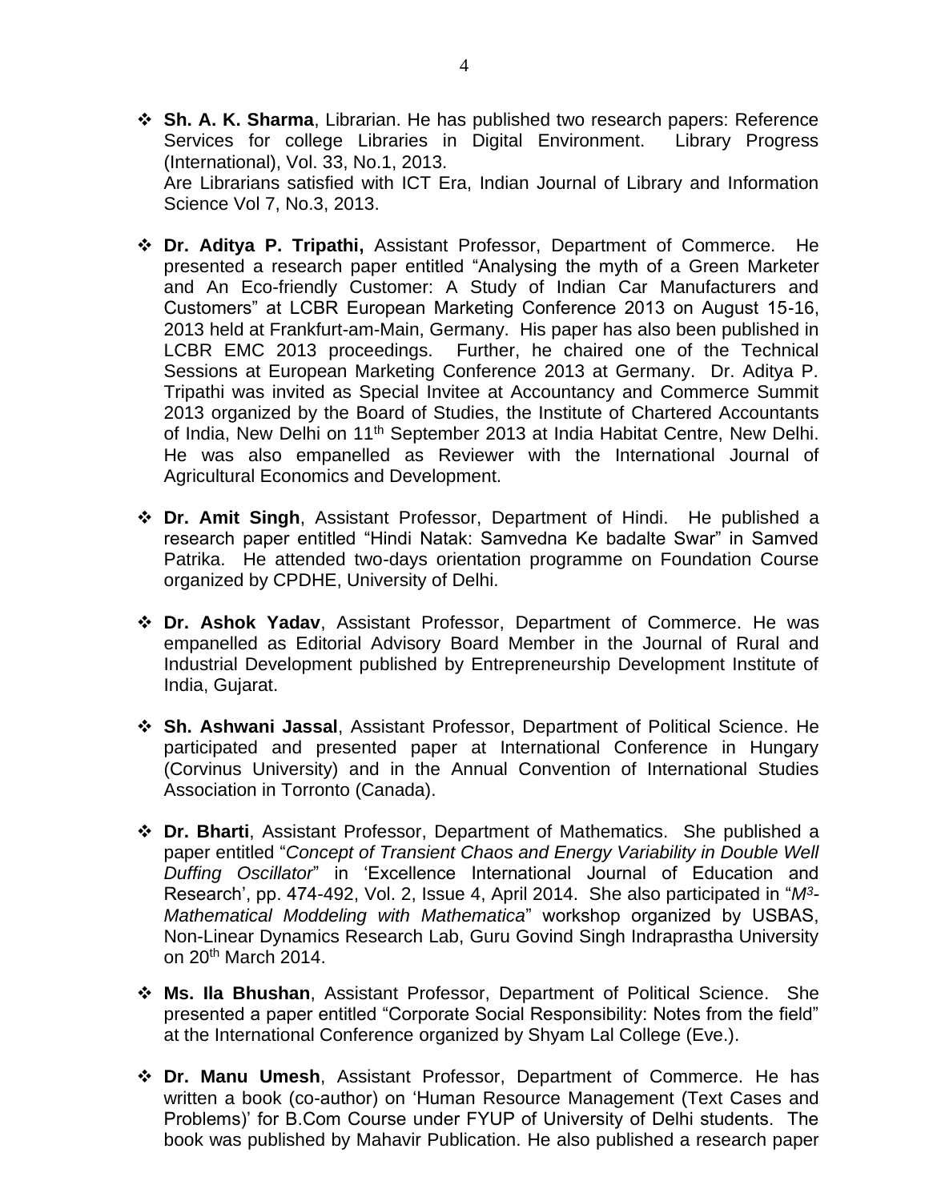- **Sh. A. K. Sharma**, Librarian. He has published two research papers: Reference Services for college Libraries in Digital Environment. Library Progress (International), Vol. 33, No.1, 2013.
  Are Librarians satisfied with ICT Era, Indian Journal of Library and Information Science Vol 7, No.3, 2013.

- **Dr. Aditya P. Tripathi,** Assistant Professor, Department of Commerce. He presented a research paper entitled "Analysing the myth of a Green Marketer and An Eco-friendly Customer: A Study of Indian Car Manufacturers and Customers" at LCBR European Marketing Conference 2013 on August 15-16, 2013 held at Frankfurt-am-Main, Germany. His paper has also been published in LCBR EMC 2013 proceedings. Further, he chaired one of the Technical Sessions at European Marketing Conference 2013 at Germany. Dr. Aditya P. Tripathi was invited as Special Invitee at Accountancy and Commerce Summit 2013 organized by the Board of Studies, the Institute of Chartered Accountants of India, New Delhi on 11th September 2013 at India Habitat Centre, New Delhi. He was also empanelled as Reviewer with the International Journal of Agricultural Economics and Development.

- **Dr. Amit Singh**, Assistant Professor, Department of Hindi. He published a research paper entitled "Hindi Natak: Samvedna Ke badalte Swar" in Samved Patrika. He attended two-days orientation programme on Foundation Course organized by CPDHE, University of Delhi.

- **Dr. Ashok Yadav**, Assistant Professor, Department of Commerce. He was empanelled as Editorial Advisory Board Member in the Journal of Rural and Industrial Development published by Entrepreneurship Development Institute of India, Gujarat.

- **Sh. Ashwani Jassal**, Assistant Professor, Department of Political Science. He participated and presented paper at International Conference in Hungary (Corvinus University) and in the Annual Convention of International Studies Association in Torronto (Canada).

- **Dr. Bharti**, Assistant Professor, Department of Mathematics. She published a paper entitled "*Concept of Transient Chaos and Energy Variability in Double Well Duffing Oscillator*" in 'Excellence International Journal of Education and Research', pp. 474-492, Vol. 2, Issue 4, April 2014. She also participated in "*$M^3$-Mathematical Moddeling with Mathematica*" workshop organized by USBAS, Non-Linear Dynamics Research Lab, Guru Govind Singh Indraprastha University on 20th March 2014.

- **Ms. Ila Bhushan**, Assistant Professor, Department of Political Science. She presented a paper entitled "Corporate Social Responsibility: Notes from the field" at the International Conference organized by Shyam Lal College (Eve.).

- **Dr. Manu Umesh**, Assistant Professor, Department of Commerce. He has written a book (co-author) on 'Human Resource Management (Text Cases and Problems)' for B.Com Course under FYUP of University of Delhi students. The book was published by Mahavir Publication. He also published a research paper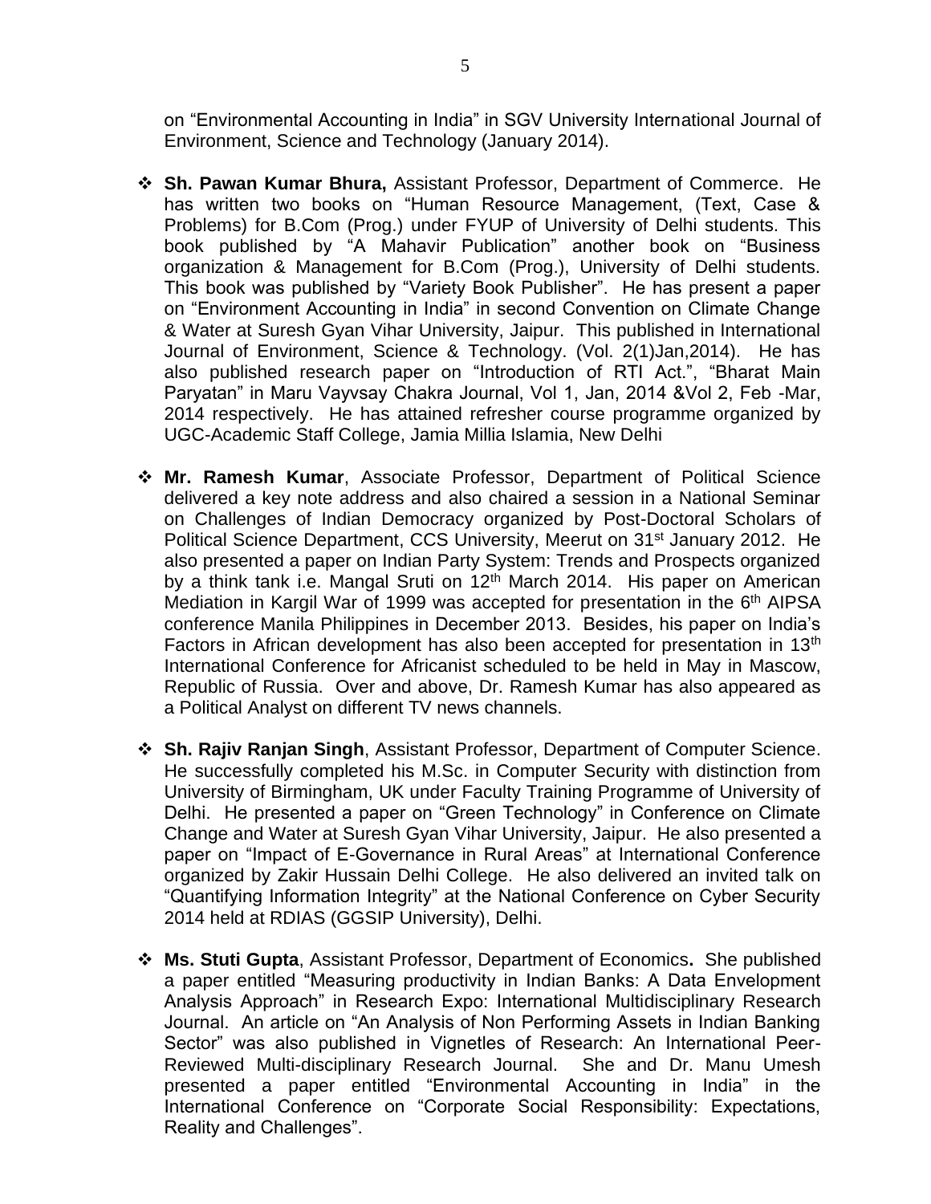on "Environmental Accounting in India" in SGV University International Journal of Environment, Science and Technology (January 2014).

- **Sh. Pawan Kumar Bhura,** Assistant Professor, Department of Commerce. He has written two books on "Human Resource Management, (Text, Case & Problems) for B.Com (Prog.) under FYUP of University of Delhi students. This book published by "A Mahavir Publication" another book on "Business organization & Management for B.Com (Prog.), University of Delhi students. This book was published by "Variety Book Publisher". He has present a paper on "Environment Accounting in India" in second Convention on Climate Change & Water at Suresh Gyan Vihar University, Jaipur. This published in International Journal of Environment, Science & Technology. (Vol. 2(1)Jan,2014). He has also published research paper on "Introduction of RTI Act.", "Bharat Main Paryatan" in Maru Vayvsay Chakra Journal, Vol 1, Jan, 2014 &Vol 2, Feb -Mar, 2014 respectively. He has attained refresher course programme organized by UGC-Academic Staff College, Jamia Millia Islamia, New Delhi

- **Mr. Ramesh Kumar**, Associate Professor, Department of Political Science delivered a key note address and also chaired a session in a National Seminar on Challenges of Indian Democracy organized by Post-Doctoral Scholars of Political Science Department, CCS University, Meerut on 31st January 2012. He also presented a paper on Indian Party System: Trends and Prospects organized by a think tank i.e. Mangal Sruti on 12th March 2014. His paper on American Mediation in Kargil War of 1999 was accepted for presentation in the 6th AIPSA conference Manila Philippines in December 2013. Besides, his paper on India's Factors in African development has also been accepted for presentation in 13th International Conference for Africanist scheduled to be held in May in Mascow, Republic of Russia. Over and above, Dr. Ramesh Kumar has also appeared as a Political Analyst on different TV news channels.

- **Sh. Rajiv Ranjan Singh**, Assistant Professor, Department of Computer Science. He successfully completed his M.Sc. in Computer Security with distinction from University of Birmingham, UK under Faculty Training Programme of University of Delhi. He presented a paper on "Green Technology" in Conference on Climate Change and Water at Suresh Gyan Vihar University, Jaipur. He also presented a paper on "Impact of E-Governance in Rural Areas" at International Conference organized by Zakir Hussain Delhi College. He also delivered an invited talk on "Quantifying Information Integrity" at the National Conference on Cyber Security 2014 held at RDIAS (GGSIP University), Delhi.

- **Ms. Stuti Gupta**, Assistant Professor, Department of Economics**.** She published a paper entitled "Measuring productivity in Indian Banks: A Data Envelopment Analysis Approach" in Research Expo: International Multidisciplinary Research Journal. An article on "An Analysis of Non Performing Assets in Indian Banking Sector" was also published in Vignetles of Research: An International Peer-Reviewed Multi-disciplinary Research Journal. She and Dr. Manu Umesh presented a paper entitled "Environmental Accounting in India" in the International Conference on "Corporate Social Responsibility: Expectations, Reality and Challenges".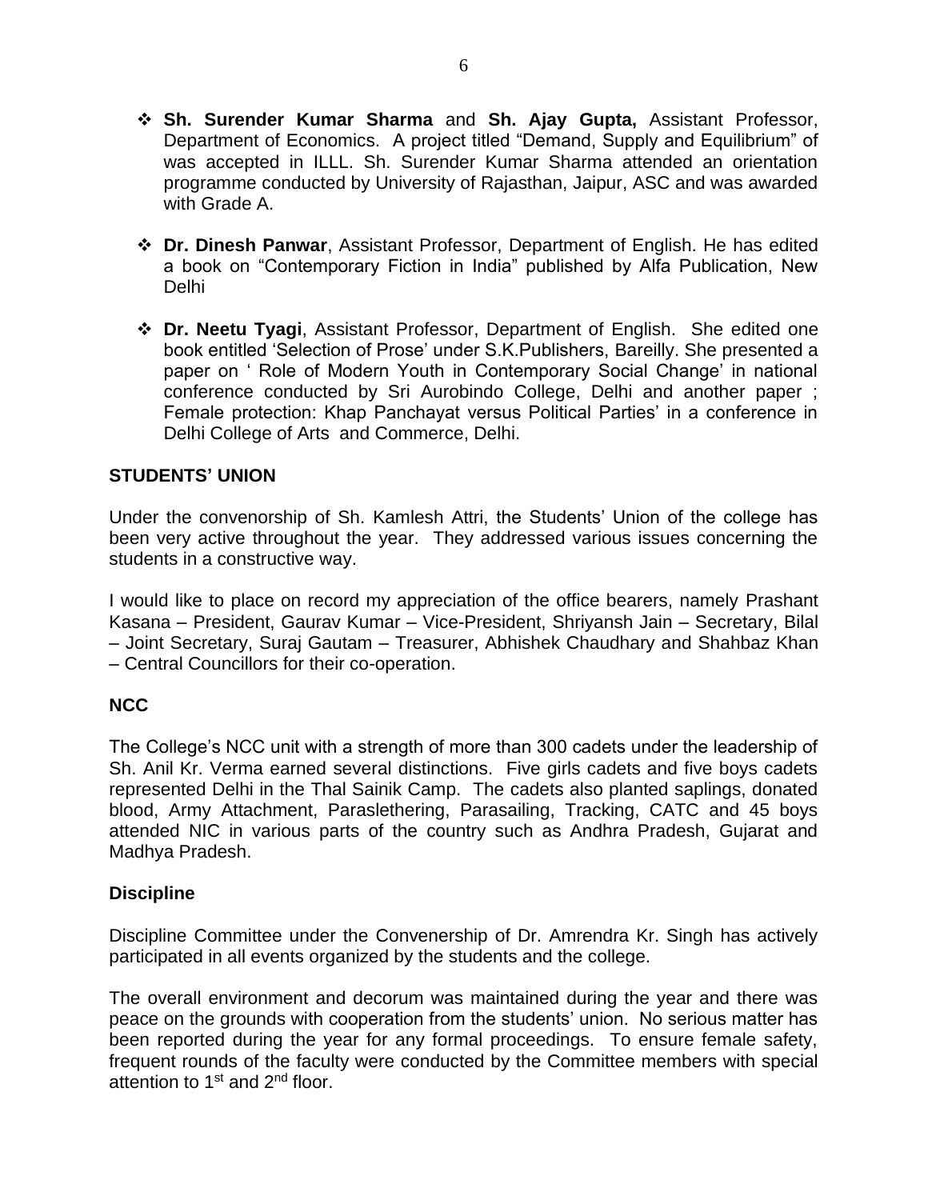- **Sh. Surender Kumar Sharma** and **Sh. Ajay Gupta,** Assistant Professor, Department of Economics. A project titled "Demand, Supply and Equilibrium" of was accepted in ILLL. Sh. Surender Kumar Sharma attended an orientation programme conducted by University of Rajasthan, Jaipur, ASC and was awarded with Grade A.

- **Dr. Dinesh Panwar**, Assistant Professor, Department of English. He has edited a book on "Contemporary Fiction in India" published by Alfa Publication, New Delhi

- **Dr. Neetu Tyagi**, Assistant Professor, Department of English. She edited one book entitled 'Selection of Prose' under S.K.Publishers, Bareilly. She presented a paper on ' Role of Modern Youth in Contemporary Social Change' in national conference conducted by Sri Aurobindo College, Delhi and another paper ; Female protection: Khap Panchayat versus Political Parties' in a conference in Delhi College of Arts and Commerce, Delhi.

## STUDENTS' UNION

Under the convenorship of Sh. Kamlesh Attri, the Students' Union of the college has been very active throughout the year. They addressed various issues concerning the students in a constructive way.

I would like to place on record my appreciation of the office bearers, namely Prashant Kasana – President, Gaurav Kumar – Vice-President, Shriyansh Jain – Secretary, Bilal – Joint Secretary, Suraj Gautam – Treasurer, Abhishek Chaudhary and Shahbaz Khan – Central Councillors for their co-operation.

## NCC

The College's NCC unit with a strength of more than 300 cadets under the leadership of Sh. Anil Kr. Verma earned several distinctions. Five girls cadets and five boys cadets represented Delhi in the Thal Sainik Camp. The cadets also planted saplings, donated blood, Army Attachment, Paraslethering, Parasailing, Tracking, CATC and 45 boys attended NIC in various parts of the country such as Andhra Pradesh, Gujarat and Madhya Pradesh.

## Discipline

Discipline Committee under the Convenership of Dr. Amrendra Kr. Singh has actively participated in all events organized by the students and the college.

The overall environment and decorum was maintained during the year and there was peace on the grounds with cooperation from the students' union. No serious matter has been reported during the year for any formal proceedings. To ensure female safety, frequent rounds of the faculty were conducted by the Committee members with special attention to 1st and 2nd floor.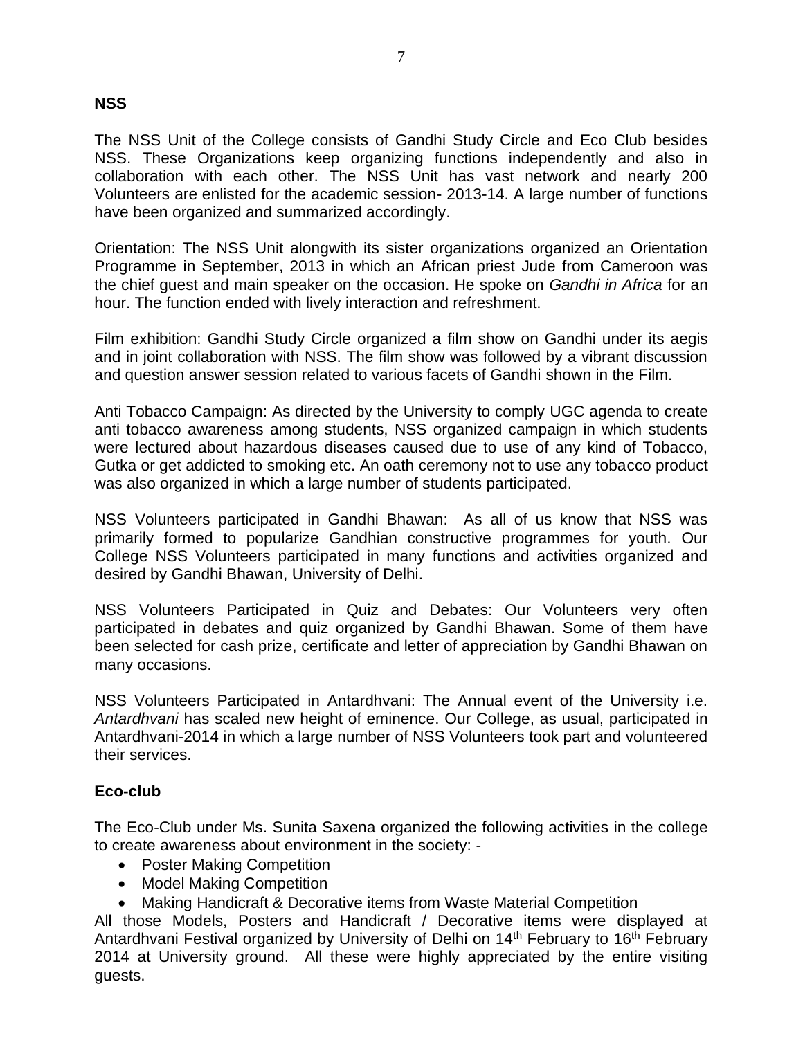## NSS

The NSS Unit of the College consists of Gandhi Study Circle and Eco Club besides NSS. These Organizations keep organizing functions independently and also in collaboration with each other. The NSS Unit has vast network and nearly 200 Volunteers are enlisted for the academic session- 2013-14. A large number of functions have been organized and summarized accordingly.

Orientation: The NSS Unit alongwith its sister organizations organized an Orientation Programme in September, 2013 in which an African priest Jude from Cameroon was the chief guest and main speaker on the occasion. He spoke on *Gandhi in Africa* for an hour. The function ended with lively interaction and refreshment.

Film exhibition: Gandhi Study Circle organized a film show on Gandhi under its aegis and in joint collaboration with NSS. The film show was followed by a vibrant discussion and question answer session related to various facets of Gandhi shown in the Film.

Anti Tobacco Campaign: As directed by the University to comply UGC agenda to create anti tobacco awareness among students, NSS organized campaign in which students were lectured about hazardous diseases caused due to use of any kind of Tobacco, Gutka or get addicted to smoking etc. An oath ceremony not to use any tobacco product was also organized in which a large number of students participated.

NSS Volunteers participated in Gandhi Bhawan: As all of us know that NSS was primarily formed to popularize Gandhian constructive programmes for youth. Our College NSS Volunteers participated in many functions and activities organized and desired by Gandhi Bhawan, University of Delhi.

NSS Volunteers Participated in Quiz and Debates: Our Volunteers very often participated in debates and quiz organized by Gandhi Bhawan. Some of them have been selected for cash prize, certificate and letter of appreciation by Gandhi Bhawan on many occasions.

NSS Volunteers Participated in Antardhvani: The Annual event of the University i.e. *Antardhvani* has scaled new height of eminence. Our College, as usual, participated in Antardhvani-2014 in which a large number of NSS Volunteers took part and volunteered their services.

## Eco-club

The Eco-Club under Ms. Sunita Saxena organized the following activities in the college to create awareness about environment in the society: -

- Poster Making Competition
- Model Making Competition
- Making Handicraft & Decorative items from Waste Material Competition

All those Models, Posters and Handicraft / Decorative items were displayed at Antardhvani Festival organized by University of Delhi on 14th February to 16th February 2014 at University ground. All these were highly appreciated by the entire visiting guests.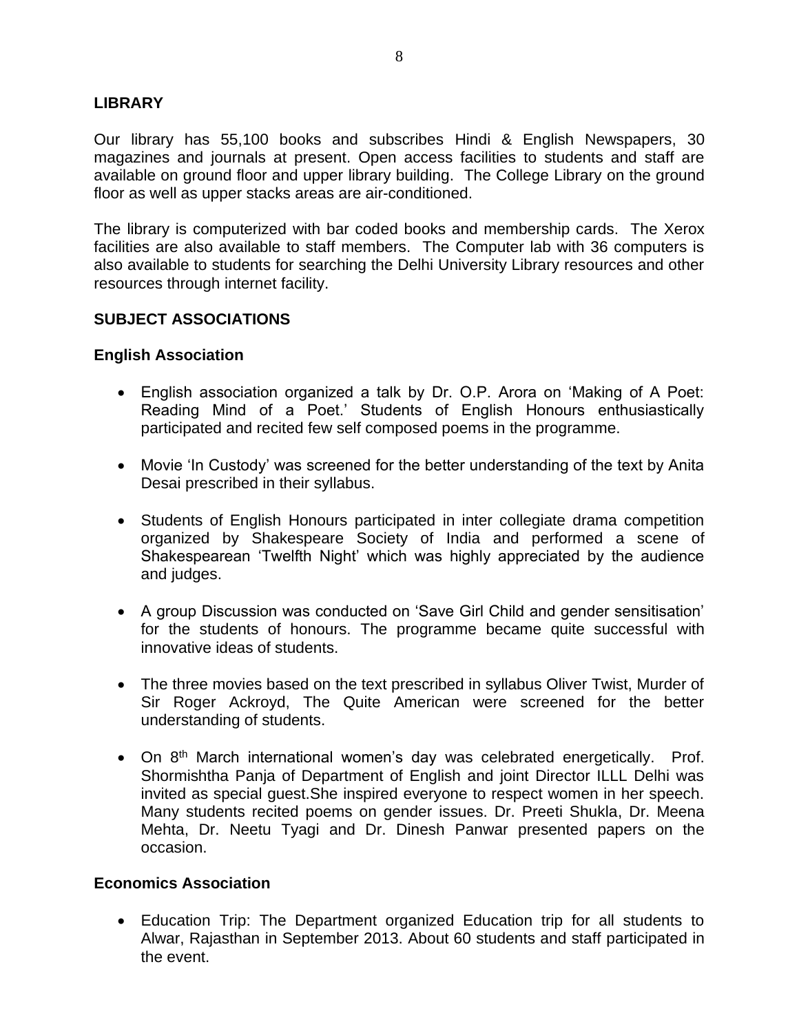## LIBRARY

Our library has 55,100 books and subscribes Hindi & English Newspapers, 30 magazines and journals at present. Open access facilities to students and staff are available on ground floor and upper library building. The College Library on the ground floor as well as upper stacks areas are air-conditioned.

The library is computerized with bar coded books and membership cards. The Xerox facilities are also available to staff members. The Computer lab with 36 computers is also available to students for searching the Delhi University Library resources and other resources through internet facility.

## SUBJECT ASSOCIATIONS

### English Association

- English association organized a talk by Dr. O.P. Arora on 'Making of A Poet: Reading Mind of a Poet.' Students of English Honours enthusiastically participated and recited few self composed poems in the programme.
- Movie 'In Custody' was screened for the better understanding of the text by Anita Desai prescribed in their syllabus.
- Students of English Honours participated in inter collegiate drama competition organized by Shakespeare Society of India and performed a scene of Shakespearean 'Twelfth Night' which was highly appreciated by the audience and judges.
- A group Discussion was conducted on 'Save Girl Child and gender sensitisation' for the students of honours. The programme became quite successful with innovative ideas of students.
- The three movies based on the text prescribed in syllabus Oliver Twist, Murder of Sir Roger Ackroyd, The Quite American were screened for the better understanding of students.
- On 8th March international women's day was celebrated energetically. Prof. Shormishtha Panja of Department of English and joint Director ILLL Delhi was invited as special guest.She inspired everyone to respect women in her speech. Many students recited poems on gender issues. Dr. Preeti Shukla, Dr. Meena Mehta, Dr. Neetu Tyagi and Dr. Dinesh Panwar presented papers on the occasion.

### Economics Association

- Education Trip: The Department organized Education trip for all students to Alwar, Rajasthan in September 2013. About 60 students and staff participated in the event.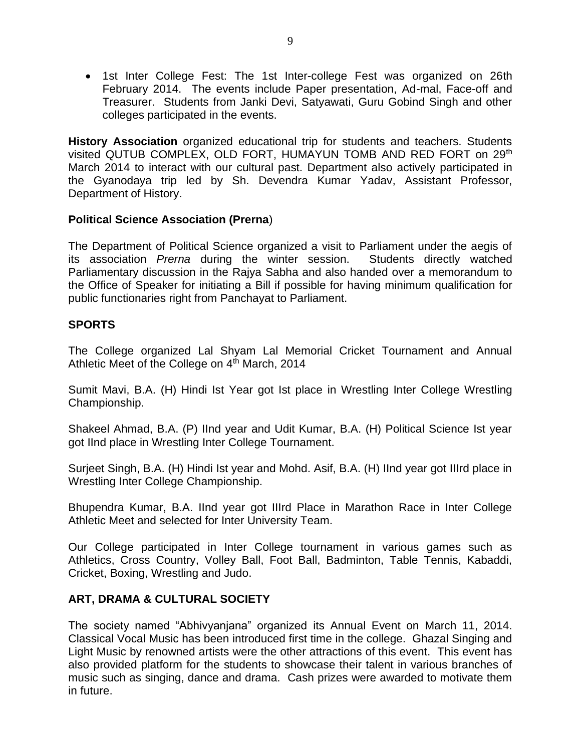- 1st Inter College Fest: The 1st Inter-college Fest was organized on 26th February 2014. The events include Paper presentation, Ad-mal, Face-off and Treasurer. Students from Janki Devi, Satyawati, Guru Gobind Singh and other colleges participated in the events.

**History Association** organized educational trip for students and teachers. Students visited QUTUB COMPLEX, OLD FORT, HUMAYUN TOMB AND RED FORT on 29th March 2014 to interact with our cultural past. Department also actively participated in the Gyanodaya trip led by Sh. Devendra Kumar Yadav, Assistant Professor, Department of History.

**Political Science Association (Prerna**)

The Department of Political Science organized a visit to Parliament under the aegis of its association *Prerna* during the winter session. Students directly watched Parliamentary discussion in the Rajya Sabha and also handed over a memorandum to the Office of Speaker for initiating a Bill if possible for having minimum qualification for public functionaries right from Panchayat to Parliament.

**SPORTS**

The College organized Lal Shyam Lal Memorial Cricket Tournament and Annual Athletic Meet of the College on 4th March, 2014

Sumit Mavi, B.A. (H) Hindi Ist Year got Ist place in Wrestling Inter College Wrestling Championship.

Shakeel Ahmad, B.A. (P) IInd year and Udit Kumar, B.A. (H) Political Science Ist year got IInd place in Wrestling Inter College Tournament.

Surjeet Singh, B.A. (H) Hindi Ist year and Mohd. Asif, B.A. (H) IInd year got IIIrd place in Wrestling Inter College Championship.

Bhupendra Kumar, B.A. IInd year got IIIrd Place in Marathon Race in Inter College Athletic Meet and selected for Inter University Team.

Our College participated in Inter College tournament in various games such as Athletics, Cross Country, Volley Ball, Foot Ball, Badminton, Table Tennis, Kabaddi, Cricket, Boxing, Wrestling and Judo.

**ART, DRAMA & CULTURAL SOCIETY**

The society named "Abhivyanjana" organized its Annual Event on March 11, 2014. Classical Vocal Music has been introduced first time in the college. Ghazal Singing and Light Music by renowned artists were the other attractions of this event. This event has also provided platform for the students to showcase their talent in various branches of music such as singing, dance and drama. Cash prizes were awarded to motivate them in future.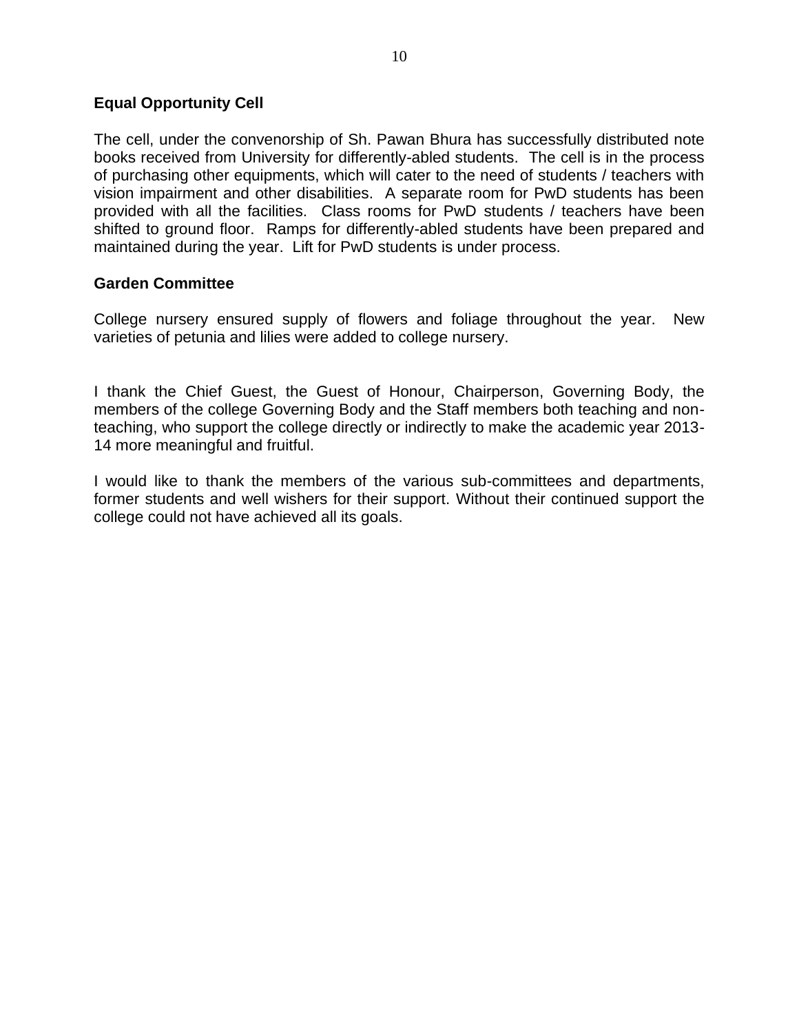**Equal Opportunity Cell**

The cell, under the convenorship of Sh. Pawan Bhura has successfully distributed note books received from University for differently-abled students. The cell is in the process of purchasing other equipments, which will cater to the need of students / teachers with vision impairment and other disabilities. A separate room for PwD students has been provided with all the facilities. Class rooms for PwD students / teachers have been shifted to ground floor. Ramps for differently-abled students have been prepared and maintained during the year. Lift for PwD students is under process.

**Garden Committee**

College nursery ensured supply of flowers and foliage throughout the year. New varieties of petunia and lilies were added to college nursery.

I thank the Chief Guest, the Guest of Honour, Chairperson, Governing Body, the members of the college Governing Body and the Staff members both teaching and non-teaching, who support the college directly or indirectly to make the academic year 2013-14 more meaningful and fruitful.

I would like to thank the members of the various sub-committees and departments, former students and well wishers for their support. Without their continued support the college could not have achieved all its goals.